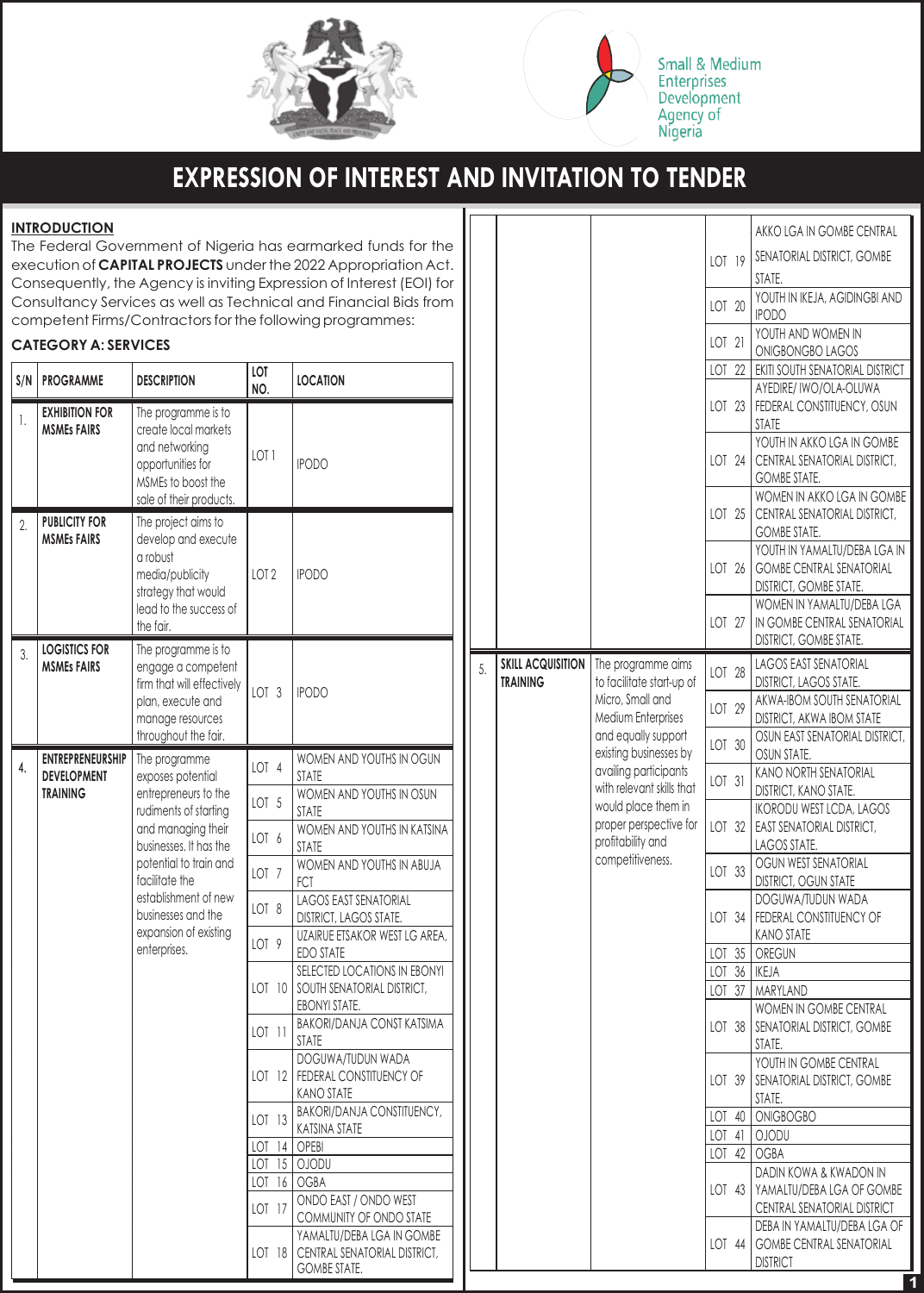Small & Medium Enterprises Development Agency of Nigeria

# EXPRESSION OF INTEREST AND INVITATION TO TENDER

## INTRODUCTION

The Federal Government of Nigeria has earmarked funds for the execution of **CAPITAL PROJECTS** under the 2022 Appropriation Act. Consequently, the Agency is inviting Expression of Interest (EOI) for Consultancy Services as well as Technical and Financial Bids from competent Firms/Contractors for the following programmes:

### CATEGORY A: SERVICES

| S/N | PROGRAMME | DESCRIPTION | LOT NO. | LOCATION |
|---|---|---|---|---|
| 1. | **EXHIBITION FOR MSMEs FAIRS** | The programme is to create local markets and networking opportunities for MSMEs to boost the sale of their products. | LOT 1 | IPODO |
| 2. | **PUBLICITY FOR MSMEs FAIRS** | The project aims to develop and execute a robust media/publicity strategy that would lead to the success of the fair. | LOT 2 | IPODO |
| 3. | **LOGISTICS FOR MSMEs FAIRS** | The programme is to engage a competent firm that will effectively plan, execute and manage resources throughout the fair. | LOT 3 | IPODO |
| 4. | **ENTREPRENEURSHIP DEVELOPMENT TRAINING** | The programme exposes potential entrepreneurs to the rudiments of starting and managing their businesses. It has the potential to train and facilitate the establishment of new businesses and the expansion of existing enterprises. | LOT 4 | WOMEN AND YOUTHS IN OGUN STATE |
| | | | LOT 5 | WOMEN AND YOUTHS IN OSUN STATE |
| | | | LOT 6 | WOMEN AND YOUTHS IN KATSINA STATE |
| | | | LOT 7 | WOMEN AND YOUTHS IN ABUJA FCT |
| | | | LOT 8 | LAGOS EAST SENATORIAL DISTRICT, LAGOS STATE. |
| | | | LOT 9 | UZAIRUE ETSAKOR WEST LG AREA, EDO STATE |
| | | | LOT 10 | SELECTED LOCATIONS IN EBONYI SOUTH SENATORIAL DISTRICT, EBONYI STATE. |
| | | | LOT 11 | BAKORI/DANJA CONST KATSIMA STATE |
| | | | LOT 12 | DOGUWA/TUDUN WADA FEDERAL CONSTITUENCY OF KANO STATE |
| | | | LOT 13 | BAKORI/DANJA CONSTITUENCY, KATSINA STATE |
| | | | LOT 14 | OPEBI |
| | | | LOT 15 | OJODU |
| | | | LOT 16 | OGBA |
| | | | LOT 17 | ONDO EAST / ONDO WEST COMMUNITY OF ONDO STATE |
| | | | LOT 18 | YAMALTU/DEBA LGA IN GOMBE CENTRAL SENATORIAL DISTRICT, GOMBE STATE. |
| | | | LOT 19 | AKKO LGA IN GOMBE CENTRAL SENATORIAL DISTRICT, GOMBE STATE. |
| | | | LOT 20 | YOUTH IN IKEJA, AGIDINGBI AND IPODO |
| | | | LOT 21 | YOUTH AND WOMEN IN ONIGBONGBO LAGOS |
| | | | LOT 22 | EKITI SOUTH SENATORIAL DISTRICT |
| | | | LOT 23 | AYEDIRE/ IWO/OLA-OLUWA FEDERAL CONSTITUENCY, OSUN STATE |
| | | | LOT 24 | YOUTH IN AKKO LGA IN GOMBE CENTRAL SENATORIAL DISTRICT, GOMBE STATE. |
| | | | LOT 25 | WOMEN IN AKKO LGA IN GOMBE CENTRAL SENATORIAL DISTRICT, GOMBE STATE. |
| | | | LOT 26 | YOUTH IN YAMALTU/DEBA LGA IN GOMBE CENTRAL SENATORIAL DISTRICT, GOMBE STATE. |
| | | | LOT 27 | WOMEN IN YAMALTU/DEBA LGA IN GOMBE CENTRAL SENATORIAL DISTRICT, GOMBE STATE. |
| 5. | **SKILL ACQUISITION TRAINING** | The programme aims to facilitate start-up of Micro, Small and Medium Enterprises and equally support existing businesses by availing participants with relevant skills that would place them in proper perspective for profitability and competitiveness. | LOT 28 | LAGOS EAST SENATORIAL DISTRICT, LAGOS STATE. |
| | | | LOT 29 | AKWA-IBOM SOUTH SENATORIAL DISTRICT, AKWA IBOM STATE |
| | | | LOT 30 | OSUN EAST SENATORIAL DISTRICT, OSUN STATE. |
| | | | LOT 31 | KANO NORTH SENATORIAL DISTRICT, KANO STATE. |
| | | | LOT 32 | IKORODU WEST LCDA, LAGOS EAST SENATORIAL DISTRICT, LAGOS STATE. |
| | | | LOT 33 | OGUN WEST SENATORIAL DISTRICT, OGUN STATE |
| | | | LOT 34 | DOGUWA/TUDUN WADA FEDERAL CONSTITUENCY OF KANO STATE |
| | | | LOT 35 | OREGUN |
| | | | LOT 36 | IKEJA |
| | | | LOT 37 | MARYLAND |
| | | | LOT 38 | WOMEN IN GOMBE CENTRAL SENATORIAL DISTRICT, GOMBE STATE. |
| | | | LOT 39 | YOUTH IN GOMBE CENTRAL SENATORIAL DISTRICT, GOMBE STATE. |
| | | | LOT 40 | ONIGBOGBO |
| | | | LOT 41 | OJODU |
| | | | LOT 42 | OGBA |
| | | | LOT 43 | DADIN KOWA & KWADON IN YAMALTU/DEBA LGA OF GOMBE CENTRAL SENATORIAL DISTRICT |
| | | | LOT 44 | DEBA IN YAMALTU/DEBA LGA OF GOMBE CENTRAL SENATORIAL DISTRICT |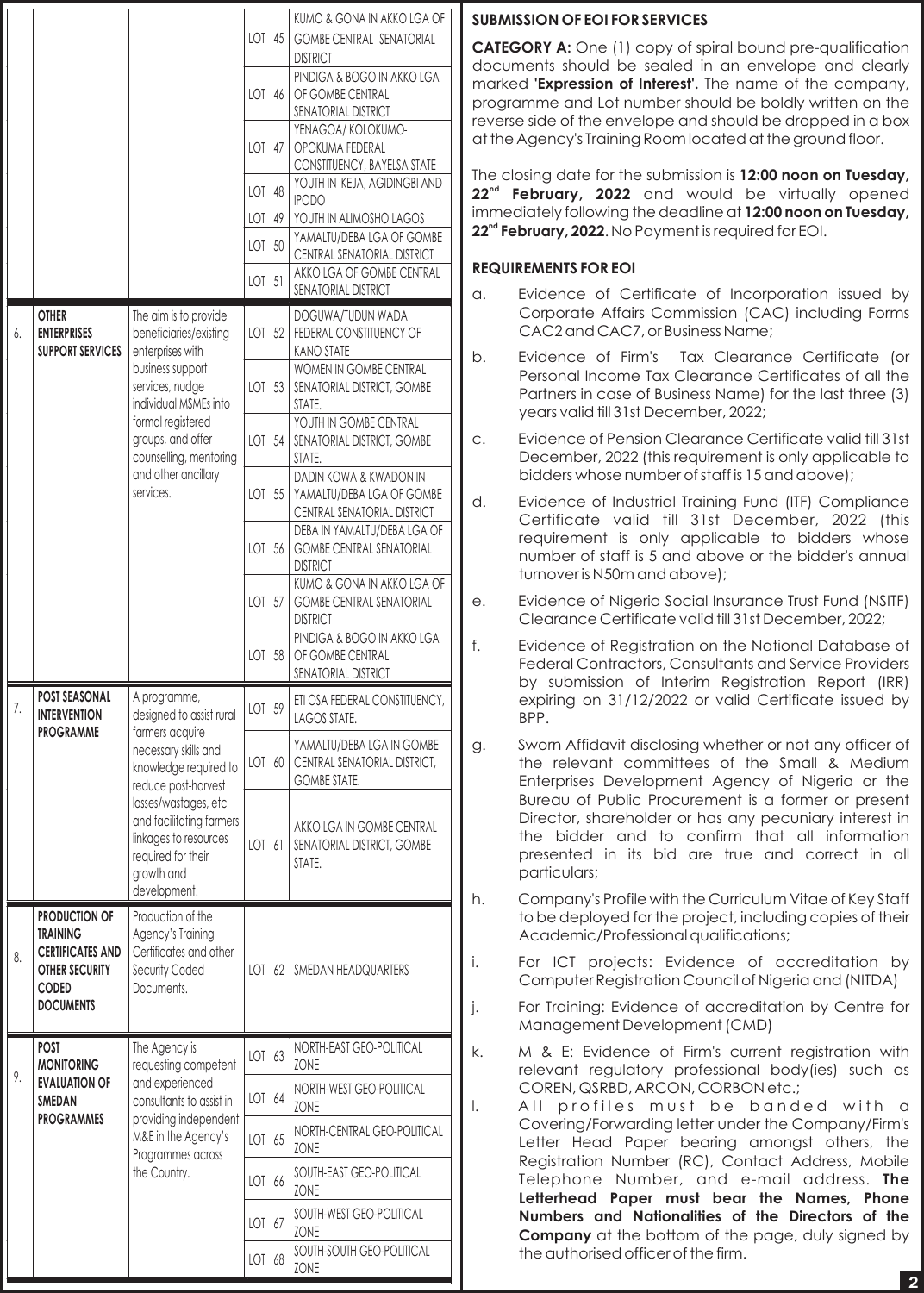| | | | | |
|---|---|---|---|---|
| | | | LOT 45 | KUMO & GONA IN AKKO LGA OF GOMBE CENTRAL SENATORIAL DISTRICT |
| | | | LOT 46 | PINDIGA & BOGO IN AKKO LGA OF GOMBE CENTRAL SENATORIAL DISTRICT |
| | | | LOT 47 | YENAGOA/ KOLOKUMO-OPOKUMA FEDERAL CONSTITUENCY, BAYELSA STATE |
| | | | LOT 48 | YOUTH IN IKEJA, AGIDINGBI AND IPODO |
| | | | LOT 49 | YOUTH IN ALIMOSHO LAGOS |
| | | | LOT 50 | YAMALTU/DEBA LGA OF GOMBE CENTRAL SENATORIAL DISTRICT |
| | | | LOT 51 | AKKO LGA OF GOMBE CENTRAL SENATORIAL DISTRICT |
| 6. | **OTHER ENTERPRISES SUPPORT SERVICES** | The aim is to provide beneficiaries/existing enterprises with business support services, nudge individual MSMEs into formal registered groups, and offer counselling, mentoring and other ancillary services. | LOT 52 | DOGUWA/TUDUN WADA FEDERAL CONSTITUENCY OF KANO STATE |
| | | | LOT 53 | WOMEN IN GOMBE CENTRAL SENATORIAL DISTRICT, GOMBE STATE. |
| | | | LOT 54 | YOUTH IN GOMBE CENTRAL SENATORIAL DISTRICT, GOMBE STATE. |
| | | | LOT 55 | DADIN KOWA & KWADON IN YAMALTU/DEBA LGA OF GOMBE CENTRAL SENATORIAL DISTRICT |
| | | | LOT 56 | DEBA IN YAMALTU/DEBA LGA OF GOMBE CENTRAL SENATORIAL DISTRICT |
| | | | LOT 57 | KUMO & GONA IN AKKO LGA OF GOMBE CENTRAL SENATORIAL DISTRICT |
| | | | LOT 58 | PINDIGA & BOGO IN AKKO LGA OF GOMBE CENTRAL SENATORIAL DISTRICT |
| 7. | **POST SEASONAL INTERVENTION PROGRAMME** | A programme, designed to assist rural farmers acquire necessary skills and knowledge required to reduce post-harvest losses/wastages, etc and facilitating farmers linkages to resources required for their growth and development. | LOT 59 | ETI OSA FEDERAL CONSTITUENCY, LAGOS STATE. |
| | | | LOT 60 | YAMALTU/DEBA LGA IN GOMBE CENTRAL SENATORIAL DISTRICT, GOMBE STATE. |
| | | | LOT 61 | AKKO LGA IN GOMBE CENTRAL SENATORIAL DISTRICT, GOMBE STATE. |
| 8. | **PRODUCTION OF TRAINING CERTIFICATES AND OTHER SECURITY CODED DOCUMENTS** | Production of the Agency's Training Certificates and other Security Coded Documents. | LOT 62 | SMEDAN HEADQUARTERS |
| 9. | **POST MONITORING EVALUATION OF SMEDAN PROGRAMMES** | The Agency is requesting competent and experienced consultants to assist in providing independent M&E in the Agency's Programmes across the Country. | LOT 63 | NORTH-EAST GEO-POLITICAL ZONE |
| | | | LOT 64 | NORTH-WEST GEO-POLITICAL ZONE |
| | | | LOT 65 | NORTH-CENTRAL GEO-POLITICAL ZONE |
| | | | LOT 66 | SOUTH-EAST GEO-POLITICAL ZONE |
| | | | LOT 67 | SOUTH-WEST GEO-POLITICAL ZONE |
| | | | LOT 68 | SOUTH-SOUTH GEO-POLITICAL ZONE |

## SUBMISSION OF EOI FOR SERVICES

**CATEGORY A:** One (1) copy of spiral bound pre-qualification documents should be sealed in an envelope and clearly marked **'Expression of Interest'.** The name of the company, programme and Lot number should be boldly written on the reverse side of the envelope and should be dropped in a box at the Agency's Training Room located at the ground floor.

The closing date for the submission is **12:00 noon on Tuesday, 22nd February, 2022** and would be virtually opened immediately following the deadline at **12:00 noon on Tuesday, 22nd February, 2022**. No Payment is required for EOI.

## REQUIREMENTS FOR EOI

a. Evidence of Certificate of Incorporation issued by Corporate Affairs Commission (CAC) including Forms CAC2 and CAC7, or Business Name;

b. Evidence of Firm's Tax Clearance Certificate (or Personal Income Tax Clearance Certificates of all the Partners in case of Business Name) for the last three (3) years valid till 31st December, 2022;

c. Evidence of Pension Clearance Certificate valid till 31st December, 2022 (this requirement is only applicable to bidders whose number of staff is 15 and above);

d. Evidence of Industrial Training Fund (ITF) Compliance Certificate valid till 31st December, 2022 (this requirement is only applicable to bidders whose number of staff is 5 and above or the bidder's annual turnover is N50m and above);

e. Evidence of Nigeria Social Insurance Trust Fund (NSITF) Clearance Certificate valid till 31st December, 2022;

f. Evidence of Registration on the National Database of Federal Contractors, Consultants and Service Providers by submission of Interim Registration Report (IRR) expiring on 31/12/2022 or valid Certificate issued by BPP.

g. Sworn Affidavit disclosing whether or not any officer of the relevant committees of the Small & Medium Enterprises Development Agency of Nigeria or the Bureau of Public Procurement is a former or present Director, shareholder or has any pecuniary interest in the bidder and to confirm that all information presented in its bid are true and correct in all particulars;

h. Company's Profile with the Curriculum Vitae of Key Staff to be deployed for the project, including copies of their Academic/Professional qualifications;

i. For ICT projects: Evidence of accreditation by Computer Registration Council of Nigeria and (NITDA)

j. For Training: Evidence of accreditation by Centre for Management Development (CMD)

k. M & E: Evidence of Firm's current registration with relevant regulatory professional body(ies) such as COREN, QSRBD, ARCON, CORBON etc.;

l. All profiles must be banded with a Covering/Forwarding letter under the Company/Firm's Letter Head Paper bearing amongst others, the Registration Number (RC), Contact Address, Mobile Telephone Number, and e-mail address. **The Letterhead Paper must bear the Names, Phone Numbers and Nationalities of the Directors of the Company** at the bottom of the page, duly signed by the authorised officer of the firm.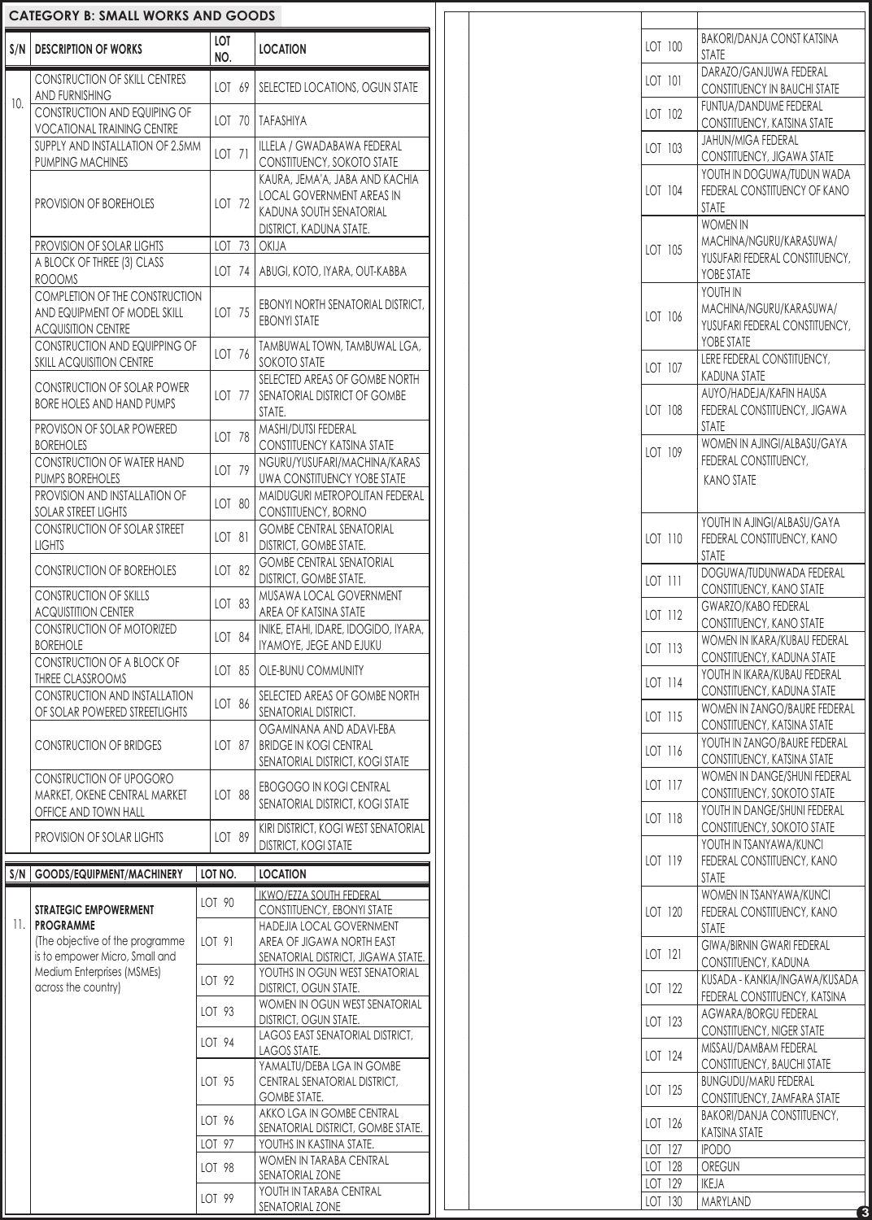## CATEGORY B: SMALL WORKS AND GOODS

| S/N | DESCRIPTION OF WORKS | LOT NO. | LOCATION |
|---|---|---|---|
| 10. | CONSTRUCTION OF SKILL CENTRES AND FURNISHING | LOT 69 | SELECTED LOCATIONS, OGUN STATE |
| | CONSTRUCTION AND EQUIPING OF VOCATIONAL TRAINING CENTRE | LOT 70 | TAFASHIYA |
| | SUPPLY AND INSTALLATION OF 2.5MM PUMPING MACHINES | LOT 71 | ILLELA / GWADABAWA FEDERAL CONSTITUENCY, SOKOTO STATE |
| | PROVISION OF BOREHOLES | LOT 72 | KAURA, JEMA'A, JABA AND KACHIA LOCAL GOVERNMENT AREAS IN KADUNA SOUTH SENATORIAL DISTRICT, KADUNA STATE. |
| | PROVISION OF SOLAR LIGHTS | LOT 73 | OKIJA |
| | A BLOCK OF THREE (3) CLASS ROOOMS | LOT 74 | ABUGI, KOTO, IYARA, OUT-KABBA |
| | COMPLETION OF THE CONSTRUCTION AND EQUIPMENT OF MODEL SKILL ACQUISITION CENTRE | LOT 75 | EBONYI NORTH SENATORIAL DISTRICT, EBONYI STATE |
| | CONSTRUCTION AND EQUIPPING OF SKILL ACQUISITION CENTRE | LOT 76 | TAMBUWAL TOWN, TAMBUWAL LGA, SOKOTO STATE |
| | CONSTRUCTION OF SOLAR POWER BORE HOLES AND HAND PUMPS | LOT 77 | SELECTED AREAS OF GOMBE NORTH SENATORIAL DISTRICT OF GOMBE STATE. |
| | PROVISON OF SOLAR POWERED BOREHOLES | LOT 78 | MASHI/DUTSI FEDERAL CONSTITUENCY KATSINA STATE |
| | CONSTRUCTION OF WATER HAND PUMPS BOREHOLES | LOT 79 | NGURU/YUSUFARI/MACHINA/KARASUWA CONSTITUENCY YOBE STATE |
| | PROVISION AND INSTALLATION OF SOLAR STREET LIGHTS | LOT 80 | MAIDUGURI METROPOLITAN FEDERAL CONSTITUENCY, BORNO |
| | CONSTRUCTION OF SOLAR STREET LIGHTS | LOT 81 | GOMBE CENTRAL SENATORIAL DISTRICT, GOMBE STATE. |
| | CONSTRUCTION OF BOREHOLES | LOT 82 | GOMBE CENTRAL SENATORIAL DISTRICT, GOMBE STATE. |
| | CONSTRUCTION OF SKILLS ACQUISITION CENTER | LOT 83 | MUSAWA LOCAL GOVERNMENT AREA OF KATSINA STATE |
| | CONSTRUCTION OF MOTORIZED BOREHOLE | LOT 84 | INIKE, ETAHI, IDARE, IDOGIDO, IYARA, IYAMOYE, JEGE AND EJUKU |
| | CONSTRUCTION OF A BLOCK OF THREE CLASSROOMS | LOT 85 | OLE-BUNU COMMUNITY |
| | CONSTRUCTION AND INSTALLATION OF SOLAR POWERED STREETLIGHTS | LOT 86 | SELECTED AREAS OF GOMBE NORTH SENATORIAL DISTRICT. |
| | CONSTRUCTION OF BRIDGES | LOT 87 | OGAMINANA AND ADAVI-EBA BRIDGE IN KOGI CENTRAL SENATORIAL DISTRICT, KOGI STATE |
| | CONSTRUCTION OF UPOGORO MARKET, OKENE CENTRAL MARKET OFFICE AND TOWN HALL | LOT 88 | EBOGOGO IN KOGI CENTRAL SENATORIAL DISTRICT, KOGI STATE |
| | PROVISION OF SOLAR LIGHTS | LOT 89 | KIRI DISTRICT, KOGI WEST SENATORIAL DISTRICT, KOGI STATE |

| S/N | GOODS/EQUIPMENT/MACHINERY | LOT NO. | LOCATION |
|---|---|---|---|
| 11. | **STRATEGIC EMPOWERMENT PROGRAMME** (The objective of the programme is to empower Micro, Small and Medium Enterprises (MSMEs) across the country) | LOT 90 | IKWO/EZZA SOUTH FEDERAL CONSTITUENCY, EBONYI STATE |
| | | LOT 91 | HADEJIA LOCAL GOVERNMENT AREA OF JIGAWA NORTH EAST SENATORIAL DISTRICT, JIGAWA STATE. |
| | | LOT 92 | YOUTHS IN OGUN WEST SENATORIAL DISTRICT, OGUN STATE. |
| | | LOT 93 | WOMEN IN OGUN WEST SENATORIAL DISTRICT, OGUN STATE. |
| | | LOT 94 | LAGOS EAST SENATORIAL DISTRICT, LAGOS STATE. |
| | | LOT 95 | YAMALTU/DEBA LGA IN GOMBE CENTRAL SENATORIAL DISTRICT, GOMBE STATE. |
| | | LOT 96 | AKKO LGA IN GOMBE CENTRAL SENATORIAL DISTRICT, GOMBE STATE. |
| | | LOT 97 | YOUTHS IN KASTINA STATE. |
| | | LOT 98 | WOMEN IN TARABA CENTRAL SENATORIAL ZONE |
| | | LOT 99 | YOUTH IN TARABA CENTRAL SENATORIAL ZONE |
| | | LOT 100 | BAKORI/DANJA CONST KATSINA STATE |
| | | LOT 101 | DARAZO/GANJUWA FEDERAL CONSTITUENCY IN BAUCHI STATE |
| | | LOT 102 | FUNTUA/DANDUME FEDERAL CONSTITUENCY, KATSINA STATE |
| | | LOT 103 | JAHUN/MIGA FEDERAL CONSTITUENCY, JIGAWA STATE |
| | | LOT 104 | YOUTH IN DOGUWA/TUDUN WADA FEDERAL CONSTITUENCY OF KANO STATE |
| | | LOT 105 | WOMEN IN MACHINA/NGURU/KARASUWA/YUSUFARI FEDERAL CONSTITUENCY, YOBE STATE |
| | | LOT 106 | YOUTH IN MACHINA/NGURU/KARASUWA/YUSUFARI FEDERAL CONSTITUENCY, YOBE STATE |
| | | LOT 107 | LERE FEDERAL CONSTITUENCY, KADUNA STATE |
| | | LOT 108 | AUYO/HADEJA/KAFIN HAUSA FEDERAL CONSTITUENCY, JIGAWA STATE |
| | | LOT 109 | WOMEN IN AJINGI/ALBASU/GAYA FEDERAL CONSTITUENCY, KANO STATE |
| | | LOT 110 | YOUTH IN AJINGI/ALBASU/GAYA FEDERAL CONSTITUENCY, KANO STATE |
| | | LOT 111 | DOGUWA/TUDUNWADA FEDERAL CONSTITUENCY, KANO STATE |
| | | LOT 112 | GWARZO/KABO FEDERAL CONSTITUENCY, KANO STATE |
| | | LOT 113 | WOMEN IN IKARA/KUBAU FEDERAL CONSTITUENCY, KADUNA STATE |
| | | LOT 114 | YOUTH IN IKARA/KUBAU FEDERAL CONSTITUENCY, KADUNA STATE |
| | | LOT 115 | WOMEN IN ZANGO/BAURE FEDERAL CONSTITUENCY, KATSINA STATE |
| | | LOT 116 | YOUTH IN ZANGO/BAURE FEDERAL CONSTITUENCY, KATSINA STATE |
| | | LOT 117 | WOMEN IN DANGE/SHUNI FEDERAL CONSTITUENCY, SOKOTO STATE |
| | | LOT 118 | YOUTH IN DANGE/SHUNI FEDERAL CONSTITUENCY, SOKOTO STATE |
| | | LOT 119 | YOUTH IN TSANYAWA/KUNCI FEDERAL CONSTITUENCY, KANO STATE |
| | | LOT 120 | WOMEN IN TSANYAWA/KUNCI FEDERAL CONSTITUENCY, KANO STATE |
| | | LOT 121 | GIWA/BIRNIN GWARI FEDERAL CONSTITUENCY, KADUNA |
| | | LOT 122 | KUSADA - KANKIA/INGAWA/KUSADA FEDERAL CONSTITUENCY, KATSINA |
| | | LOT 123 | AGWARA/BORGU FEDERAL CONSTITUENCY, NIGER STATE |
| | | LOT 124 | MISSAU/DAMBAM FEDERAL CONSTITUENCY, BAUCHI STATE |
| | | LOT 125 | BUNGUDU/MARU FEDERAL CONSTITUENCY, ZAMFARA STATE |
| | | LOT 126 | BAKORI/DANJA CONSTITUENCY, KATSINA STATE |
| | | LOT 127 | IPODO |
| | | LOT 128 | OREGUN |
| | | LOT 129 | IKEJA |
| | | LOT 130 | MARYLAND |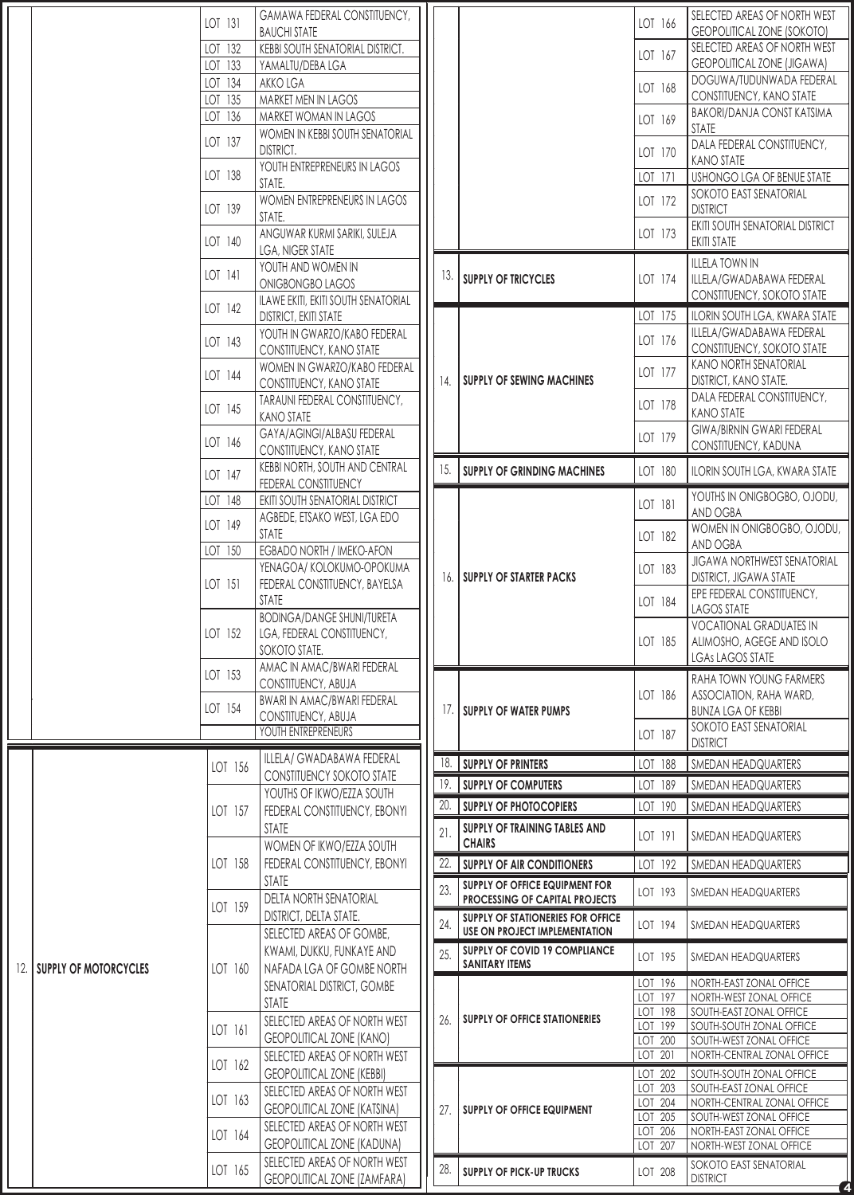| S/N | ITEM | LOT | LOCATION |
|---|---|---|---|
| | | LOT 131 | GAMAWA FEDERAL CONSTITUENCY, BAUCHI STATE |
| | | LOT 132 | KEBBI SOUTH SENATORIAL DISTRICT. |
| | | LOT 133 | YAMALTU/DEBA LGA |
| | | LOT 134 | AKKO LGA |
| | | LOT 135 | MARKET MEN IN LAGOS |
| | | LOT 136 | MARKET WOMAN IN LAGOS |
| | | LOT 137 | WOMEN IN KEBBI SOUTH SENATORIAL DISTRICT. |
| | | LOT 138 | YOUTH ENTREPRENEURS IN LAGOS STATE. |
| | | LOT 139 | WOMEN ENTREPRENEURS IN LAGOS STATE. |
| | | LOT 140 | ANGUWAR KURMI SARIKI, SULEJA LGA, NIGER STATE |
| | | LOT 141 | YOUTH AND WOMEN IN ONIGBONGBO LAGOS |
| | | LOT 142 | ILAWE EKITI, EKITI SOUTH SENATORIAL DISTRICT, EKITI STATE |
| | | LOT 143 | YOUTH IN GWARZO/KABO FEDERAL CONSTITUENCY, KANO STATE |
| | | LOT 144 | WOMEN IN GWARZO/KABO FEDERAL CONSTITUENCY, KANO STATE |
| | | LOT 145 | TARAUNI FEDERAL CONSTITUENCY, KANO STATE |
| | | LOT 146 | GAYA/AGINGI/ALBASU FEDERAL CONSTITUENCY, KANO STATE |
| | | LOT 147 | KEBBI NORTH, SOUTH AND CENTRAL FEDERAL CONSTITUENCY |
| | | LOT 148 | EKITI SOUTH SENATORIAL DISTRICT |
| | | LOT 149 | AGBEDE, ETSAKO WEST, LGA EDO STATE |
| | | LOT 150 | EGBADO NORTH / IMEKO-AFON |
| | | LOT 151 | YENAGOA/ KOLOKUMO-OPOKUMA FEDERAL CONSTITUENCY, BAYELSA STATE |
| | | LOT 152 | BODINGA/DANGE SHUNI/TURETA LGA, FEDERAL CONSTITUENCY, SOKOTO STATE. |
| | | LOT 153 | AMAC IN AMAC/BWARI FEDERAL CONSTITUENCY, ABUJA |
| | | LOT 154 | BWARI IN AMAC/BWARI FEDERAL CONSTITUENCY, ABUJA |
| | | | YOUTH ENTREPRENEURS |
| 12. | SUPPLY OF MOTORCYCLES | LOT 156 | ILLELA/ GWADABAWA FEDERAL CONSTITUENCY SOKOTO STATE |
| | | LOT 157 | YOUTHS OF IKWO/EZZA SOUTH FEDERAL CONSTITUENCY, EBONYI STATE |
| | | LOT 158 | WOMEN OF IKWO/EZZA SOUTH FEDERAL CONSTITUENCY, EBONYI STATE |
| | | LOT 159 | DELTA NORTH SENATORIAL DISTRICT, DELTA STATE. |
| | | LOT 160 | SELECTED AREAS OF GOMBE, KWAMI, DUKKU, FUNKAYE AND NAFADA LGA OF GOMBE NORTH SENATORIAL DISTRICT, GOMBE STATE |
| | | LOT 161 | SELECTED AREAS OF NORTH WEST GEOPOLITICAL ZONE (KANO) |
| | | LOT 162 | SELECTED AREAS OF NORTH WEST GEOPOLITICAL ZONE (KEBBI) |
| | | LOT 163 | SELECTED AREAS OF NORTH WEST GEOPOLITICAL ZONE (KATSINA) |
| | | LOT 164 | SELECTED AREAS OF NORTH WEST GEOPOLITICAL ZONE (KADUNA) |
| | | LOT 165 | SELECTED AREAS OF NORTH WEST GEOPOLITICAL ZONE (ZAMFARA) |
| | | LOT 166 | SELECTED AREAS OF NORTH WEST GEOPOLITICAL ZONE (SOKOTO) |
| | | LOT 167 | SELECTED AREAS OF NORTH WEST GEOPOLITICAL ZONE (JIGAWA) |
| | | LOT 168 | DOGUWA/TUDUNWADA FEDERAL CONSTITUENCY, KANO STATE |
| | | LOT 169 | BAKORI/DANJA CONST KATSIMA STATE |
| | | LOT 170 | DALA FEDERAL CONSTITUENCY, KANO STATE |
| | | LOT 171 | USHONGO LGA OF BENUE STATE |
| | | LOT 172 | SOKOTO EAST SENATORIAL DISTRICT |
| | | LOT 173 | EKITI SOUTH SENATORIAL DISTRICT EKITI STATE |
| 13. | SUPPLY OF TRICYCLES | LOT 174 | ILLELA TOWN IN ILLELA/GWADABAWA FEDERAL CONSTITUENCY, SOKOTO STATE |
| 14. | SUPPLY OF SEWING MACHINES | LOT 175 | ILORIN SOUTH LGA, KWARA STATE |
| | | LOT 176 | ILLELA/GWADABAWA FEDERAL CONSTITUENCY, SOKOTO STATE |
| | | LOT 177 | KANO NORTH SENATORIAL DISTRICT, KANO STATE. |
| | | LOT 178 | DALA FEDERAL CONSTITUENCY, KANO STATE |
| | | LOT 179 | GIWA/BIRNIN GWARI FEDERAL CONSTITUENCY, KADUNA |
| 15. | SUPPLY OF GRINDING MACHINES | LOT 180 | ILORIN SOUTH LGA, KWARA STATE |
| 16. | SUPPLY OF STARTER PACKS | LOT 181 | YOUTHS IN ONIGBOGBO, OJODU, AND OGBA |
| | | LOT 182 | WOMEN IN ONIGBOGBO, OJODU, AND OGBA |
| | | LOT 183 | JIGAWA NORTHWEST SENATORIAL DISTRICT, JIGAWA STATE |
| | | LOT 184 | EPE FEDERAL CONSTITUENCY, LAGOS STATE |
| | | LOT 185 | VOCATIONAL GRADUATES IN ALIMOSHO, AGEGE AND ISOLO LGAs LAGOS STATE |
| 17. | SUPPLY OF WATER PUMPS | LOT 186 | RAHA TOWN YOUNG FARMERS ASSOCIATION, RAHA WARD, BUNZA LGA OF KEBBI |
| | | LOT 187 | SOKOTO EAST SENATORIAL DISTRICT |
| 18. | SUPPLY OF PRINTERS | LOT 188 | SMEDAN HEADQUARTERS |
| 19. | SUPPLY OF COMPUTERS | LOT 189 | SMEDAN HEADQUARTERS |
| 20. | SUPPLY OF PHOTOCOPIERS | LOT 190 | SMEDAN HEADQUARTERS |
| 21. | SUPPLY OF TRAINING TABLES AND CHAIRS | LOT 191 | SMEDAN HEADQUARTERS |
| 22. | SUPPLY OF AIR CONDITIONERS | LOT 192 | SMEDAN HEADQUARTERS |
| 23. | SUPPLY OF OFFICE EQUIPMENT FOR PROCESSING OF CAPITAL PROJECTS | LOT 193 | SMEDAN HEADQUARTERS |
| 24. | SUPPLY OF STATIONERIES FOR OFFICE USE ON PROJECT IMPLEMENTATION | LOT 194 | SMEDAN HEADQUARTERS |
| 25. | SUPPLY OF COVID 19 COMPLIANCE SANITARY ITEMS | LOT 195 | SMEDAN HEADQUARTERS |
| 26. | SUPPLY OF OFFICE STATIONERIES | LOT 196 | NORTH-EAST ZONAL OFFICE |
| | | LOT 197 | NORTH-WEST ZONAL OFFICE |
| | | LOT 198 | SOUTH-EAST ZONAL OFFICE |
| | | LOT 199 | SOUTH-SOUTH ZONAL OFFICE |
| | | LOT 200 | SOUTH-WEST ZONAL OFFICE |
| | | LOT 201 | NORTH-CENTRAL ZONAL OFFICE |
| 27. | SUPPLY OF OFFICE EQUIPMENT | LOT 202 | SOUTH-SOUTH ZONAL OFFICE |
| | | LOT 203 | SOUTH-EAST ZONAL OFFICE |
| | | LOT 204 | NORTH-CENTRAL ZONAL OFFICE |
| | | LOT 205 | SOUTH-WEST ZONAL OFFICE |
| | | LOT 206 | NORTH-EAST ZONAL OFFICE |
| | | LOT 207 | NORTH-WEST ZONAL OFFICE |
| 28. | SUPPLY OF PICK-UP TRUCKS | LOT 208 | SOKOTO EAST SENATORIAL DISTRICT |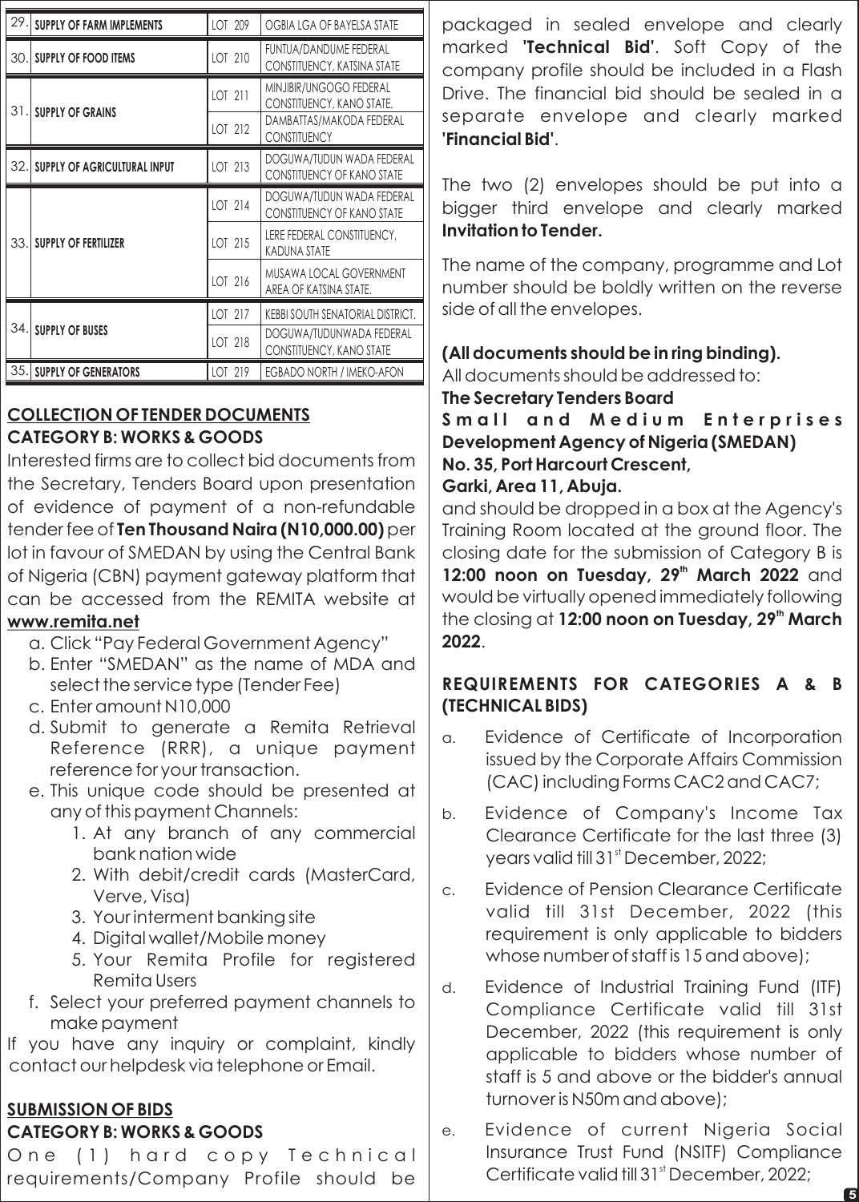| | | | |
|---|---|---|---|
| 29. | SUPPLY OF FARM IMPLEMENTS | LOT 209 | OGBIA LGA OF BAYELSA STATE |
| 30. | SUPPLY OF FOOD ITEMS | LOT 210 | FUNTUA/DANDUME FEDERAL CONSTITUENCY, KATSINA STATE |
| 31. | SUPPLY OF GRAINS | LOT 211 | MINJIBIR/UNGOGO FEDERAL CONSTITUENCY, KANO STATE. |
| | | LOT 212 | DAMBATTAS/MAKODA FEDERAL CONSTITUENCY |
| 32. | SUPPLY OF AGRICULTURAL INPUT | LOT 213 | DOGUWA/TUDUN WADA FEDERAL CONSTITUENCY OF KANO STATE |
| 33. | SUPPLY OF FERTILIZER | LOT 214 | DOGUWA/TUDUN WADA FEDERAL CONSTITUENCY OF KANO STATE |
| | | LOT 215 | LERE FEDERAL CONSTITUENCY, KADUNA STATE |
| | | LOT 216 | MUSAWA LOCAL GOVERNMENT AREA OF KATSINA STATE. |
| 34. | SUPPLY OF BUSES | LOT 217 | KEBBI SOUTH SENATORIAL DISTRICT. |
| | | LOT 218 | DOGUWA/TUDUNWADA FEDERAL CONSTITUENCY, KANO STATE |
| 35. | SUPPLY OF GENERATORS | LOT 219 | EGBADO NORTH / IMEKO-AFON |

## COLLECTION OF TENDER DOCUMENTS
## CATEGORY B: WORKS & GOODS

Interested firms are to collect bid documents from the Secretary, Tenders Board upon presentation of evidence of payment of a non-refundable tender fee of **Ten Thousand Naira (N10,000.00)** per lot in favour of SMEDAN by using the Central Bank of Nigeria (CBN) payment gateway platform that can be accessed from the REMITA website at **www.remita.net**

a. Click "Pay Federal Government Agency"
b. Enter "SMEDAN" as the name of MDA and select the service type (Tender Fee)
c. Enter amount N10,000
d. Submit to generate a Remita Retrieval Reference (RRR), a unique payment reference for your transaction.
e. This unique code should be presented at any of this payment Channels:
   1. At any branch of any commercial bank nation wide
   2. With debit/credit cards (MasterCard, Verve, Visa)
   3. Your interment banking site
   4. Digital wallet/Mobile money
   5. Your Remita Profile for registered Remita Users
f. Select your preferred payment channels to make payment

If you have any inquiry or complaint, kindly contact our helpdesk via telephone or Email.

## SUBMISSION OF BIDS
## CATEGORY B: WORKS & GOODS

One (1) hard copy Technical requirements/Company Profile should be packaged in sealed envelope and clearly marked **'Technical Bid'**. Soft Copy of the company profile should be included in a Flash Drive. The financial bid should be sealed in a separate envelope and clearly marked **'Financial Bid'**.

The two (2) envelopes should be put into a bigger third envelope and clearly marked **Invitation to Tender.**

The name of the company, programme and Lot number should be boldly written on the reverse side of all the envelopes.

**(All documents should be in ring binding).**
All documents should be addressed to:
**The Secretary Tenders Board**
**Small and Medium Enterprises Development Agency of Nigeria (SMEDAN)**
**No. 35, Port Harcourt Crescent,**
**Garki, Area 11, Abuja.**
and should be dropped in a box at the Agency's Training Room located at the ground floor. The closing date for the submission of Category B is **12:00 noon on Tuesday, 29th March 2022** and would be virtually opened immediately following the closing at **12:00 noon on Tuesday, 29th March 2022**.

## REQUIREMENTS FOR CATEGORIES A & B (TECHNICAL BIDS)

a. Evidence of Certificate of Incorporation issued by the Corporate Affairs Commission (CAC) including Forms CAC2 and CAC7;
b. Evidence of Company's Income Tax Clearance Certificate for the last three (3) years valid till 31st December, 2022;
c. Evidence of Pension Clearance Certificate valid till 31st December, 2022 (this requirement is only applicable to bidders whose number of staff is 15 and above);
d. Evidence of Industrial Training Fund (ITF) Compliance Certificate valid till 31st December, 2022 (this requirement is only applicable to bidders whose number of staff is 5 and above or the bidder's annual turnover is N50m and above);
e. Evidence of current Nigeria Social Insurance Trust Fund (NSITF) Compliance Certificate valid till 31st December, 2022;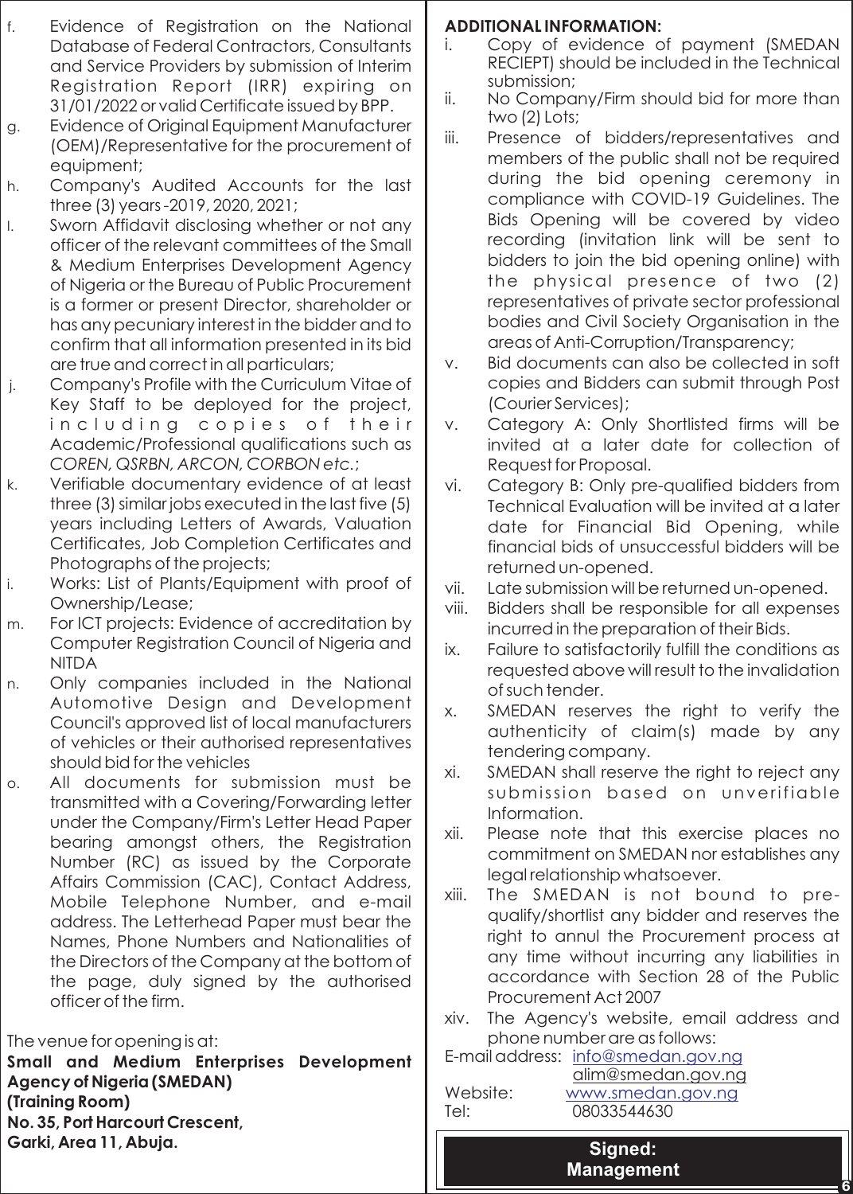f. Evidence of Registration on the National Database of Federal Contractors, Consultants and Service Providers by submission of Interim Registration Report (IRR) expiring on 31/01/2022 or valid Certificate issued by BPP.

g. Evidence of Original Equipment Manufacturer (OEM)/Representative for the procurement of equipment;

h. Company's Audited Accounts for the last three (3) years -2019, 2020, 2021;

I. Sworn Affidavit disclosing whether or not any officer of the relevant committees of the Small & Medium Enterprises Development Agency of Nigeria or the Bureau of Public Procurement is a former or present Director, shareholder or has any pecuniary interest in the bidder and to confirm that all information presented in its bid are true and correct in all particulars;

j. Company's Profile with the Curriculum Vitae of Key Staff to be deployed for the project, including copies of their Academic/Professional qualifications such as *COREN, QSRBN, ARCON, CORBON etc.*;

k. Verifiable documentary evidence of at least three (3) similar jobs executed in the last five (5) years including Letters of Awards, Valuation Certificates, Job Completion Certificates and Photographs of the projects;

i. Works: List of Plants/Equipment with proof of Ownership/Lease;

m. For ICT projects: Evidence of accreditation by Computer Registration Council of Nigeria and NITDA

n. Only companies included in the National Automotive Design and Development Council's approved list of local manufacturers of vehicles or their authorised representatives should bid for the vehicles

o. All documents for submission must be transmitted with a Covering/Forwarding letter under the Company/Firm's Letter Head Paper bearing amongst others, the Registration Number (RC) as issued by the Corporate Affairs Commission (CAC), Contact Address, Mobile Telephone Number, and e-mail address. The Letterhead Paper must bear the Names, Phone Numbers and Nationalities of the Directors of the Company at the bottom of the page, duly signed by the authorised officer of the firm.

The venue for opening is at:

**Small and Medium Enterprises Development Agency of Nigeria (SMEDAN)**
**(Training Room)**
**No. 35, Port Harcourt Crescent,**
**Garki, Area 11, Abuja.**

**ADDITIONAL INFORMATION:**

i. Copy of evidence of payment (SMEDAN RECIEPT) should be included in the Technical submission;

ii. No Company/Firm should bid for more than two (2) Lots;

iii. Presence of bidders/representatives and members of the public shall not be required during the bid opening ceremony in compliance with COVID-19 Guidelines. The Bids Opening will be covered by video recording (invitation link will be sent to bidders to join the bid opening online) with the physical presence of two (2) representatives of private sector professional bodies and Civil Society Organisation in the areas of Anti-Corruption/Transparency;

v. Bid documents can also be collected in soft copies and Bidders can submit through Post (Courier Services);

v. Category A: Only Shortlisted firms will be invited at a later date for collection of Request for Proposal.

vi. Category B: Only pre-qualified bidders from Technical Evaluation will be invited at a later date for Financial Bid Opening, while financial bids of unsuccessful bidders will be returned un-opened.

vii. Late submission will be returned un-opened.

viii. Bidders shall be responsible for all expenses incurred in the preparation of their Bids.

ix. Failure to satisfactorily fulfill the conditions as requested above will result to the invalidation of such tender.

x. SMEDAN reserves the right to verify the authenticity of claim(s) made by any tendering company.

xi. SMEDAN shall reserve the right to reject any submission based on unverifiable Information.

xii. Please note that this exercise places no commitment on SMEDAN nor establishes any legal relationship whatsoever.

xiii. The SMEDAN is not bound to pre-qualify/shortlist any bidder and reserves the right to annul the Procurement process at any time without incurring any liabilities in accordance with Section 28 of the Public Procurement Act 2007

xiv. The Agency's website, email address and phone number are as follows:

E-mail address: info@smedan.gov.ng
alim@smedan.gov.ng
Website: www.smedan.gov.ng
Tel: 08033544630

**Signed:**
**Management**